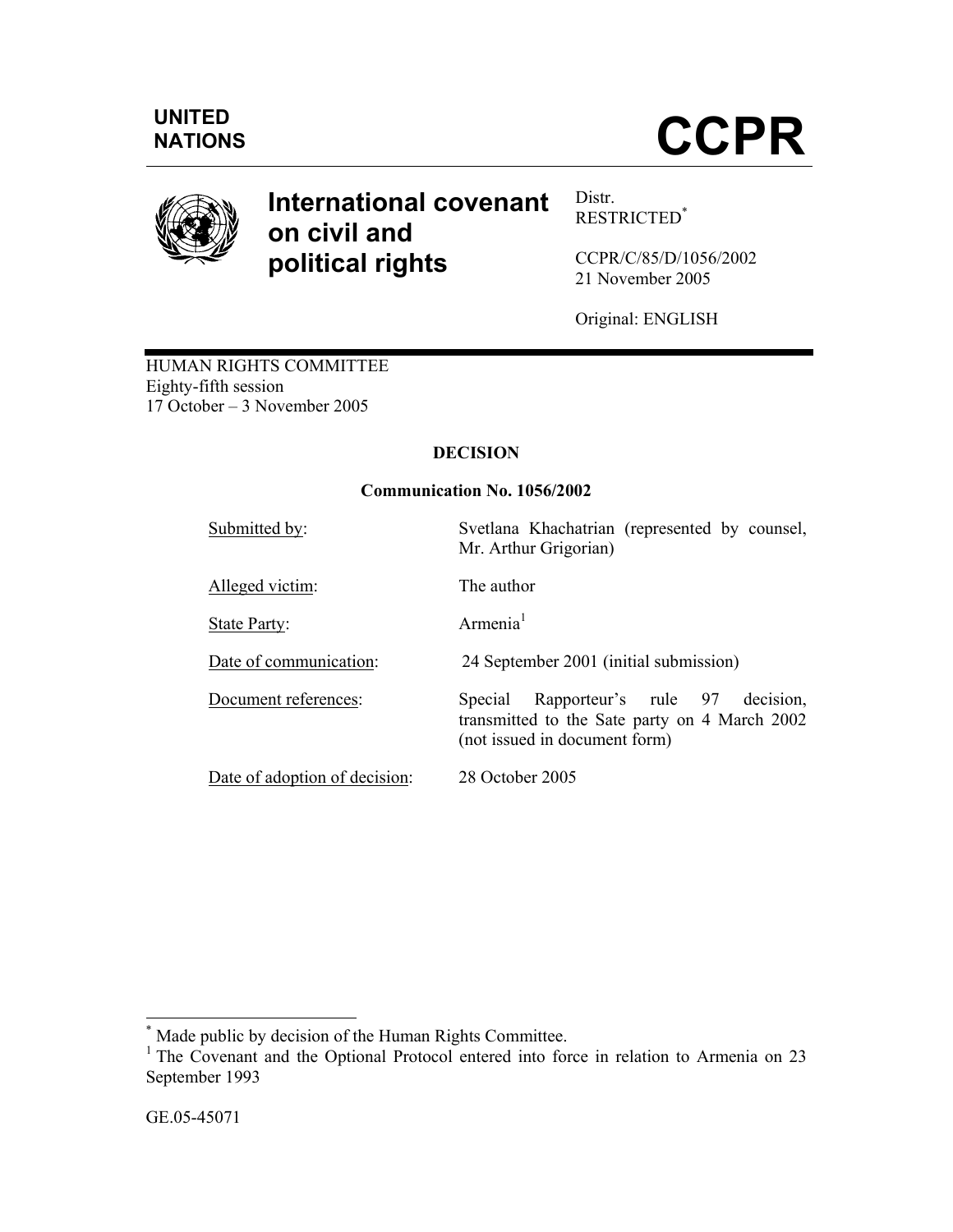UNITED NATIONS

# CCPR

## International covenant on civil and political rights

Distr.
RESTRICTED[*]

CCPR/C/85/D/1056/2002
21 November 2005

Original: ENGLISH

HUMAN RIGHTS COMMITTEE
Eighty-fifth session
17 October – 3 November 2005

**DECISION**

**Communication No. 1056/2002**

| | |
|---|---|
| Submitted by: | Svetlana Khachatrian (represented by counsel, Mr. Arthur Grigorian) |
| Alleged victim: | The author |
| State Party: | Armenia[1] |
| Date of communication: | 24 September 2001 (initial submission) |
| Document references: | Special Rapporteur's rule 97 decision, transmitted to the Sate party on 4 March 2002 (not issued in document form) |
| Date of adoption of decision: | 28 October 2005 |

[*] Made public by decision of the Human Rights Committee.

[1] The Covenant and the Optional Protocol entered into force in relation to Armenia on 23 September 1993

GE.05-45071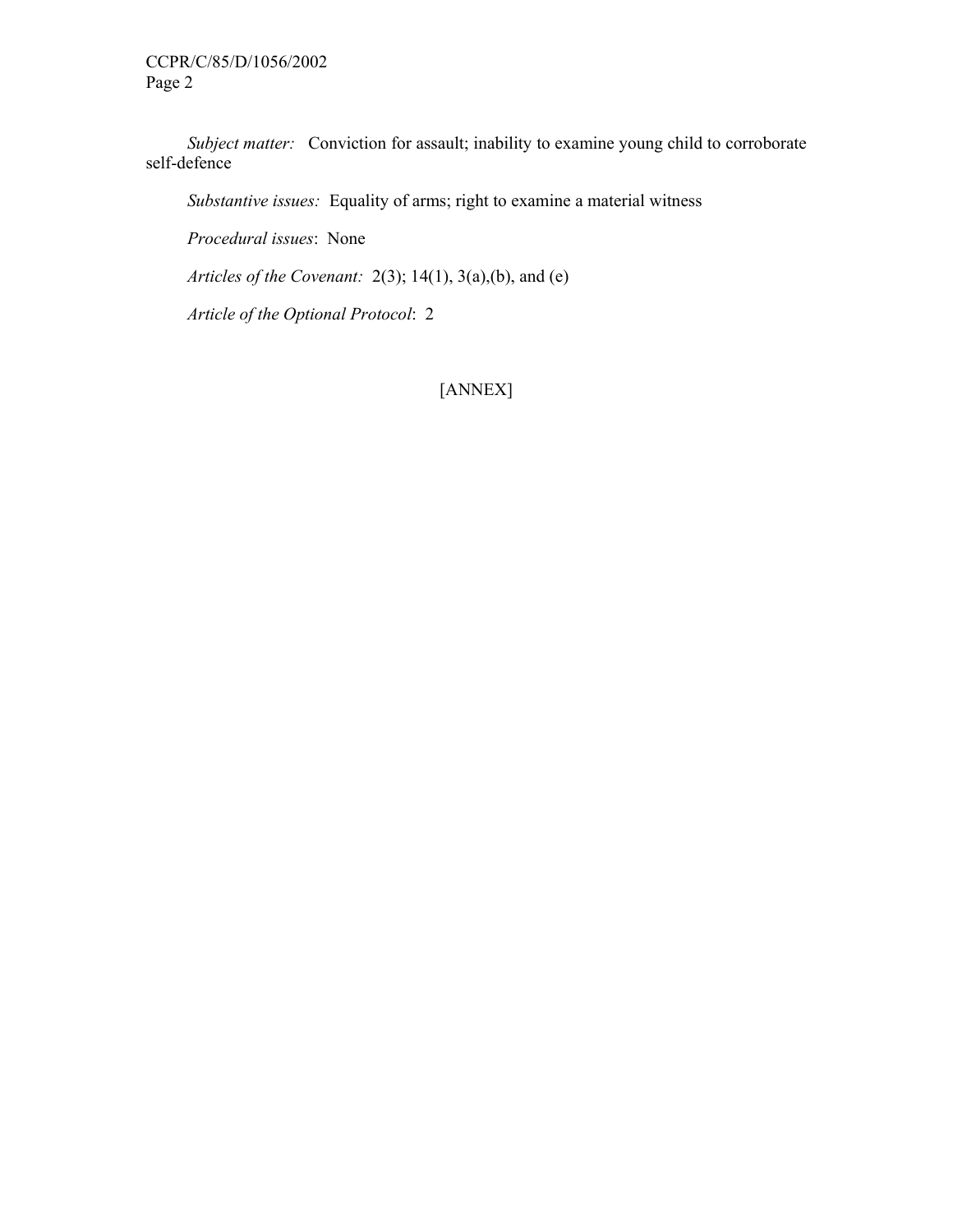*Subject matter:* Conviction for assault; inability to examine young child to corroborate self-defence

*Substantive issues:* Equality of arms; right to examine a material witness

*Procedural issues*: None

*Articles of the Covenant:* 2(3); 14(1), 3(a),(b), and (e)

*Article of the Optional Protocol*: 2

[ANNEX]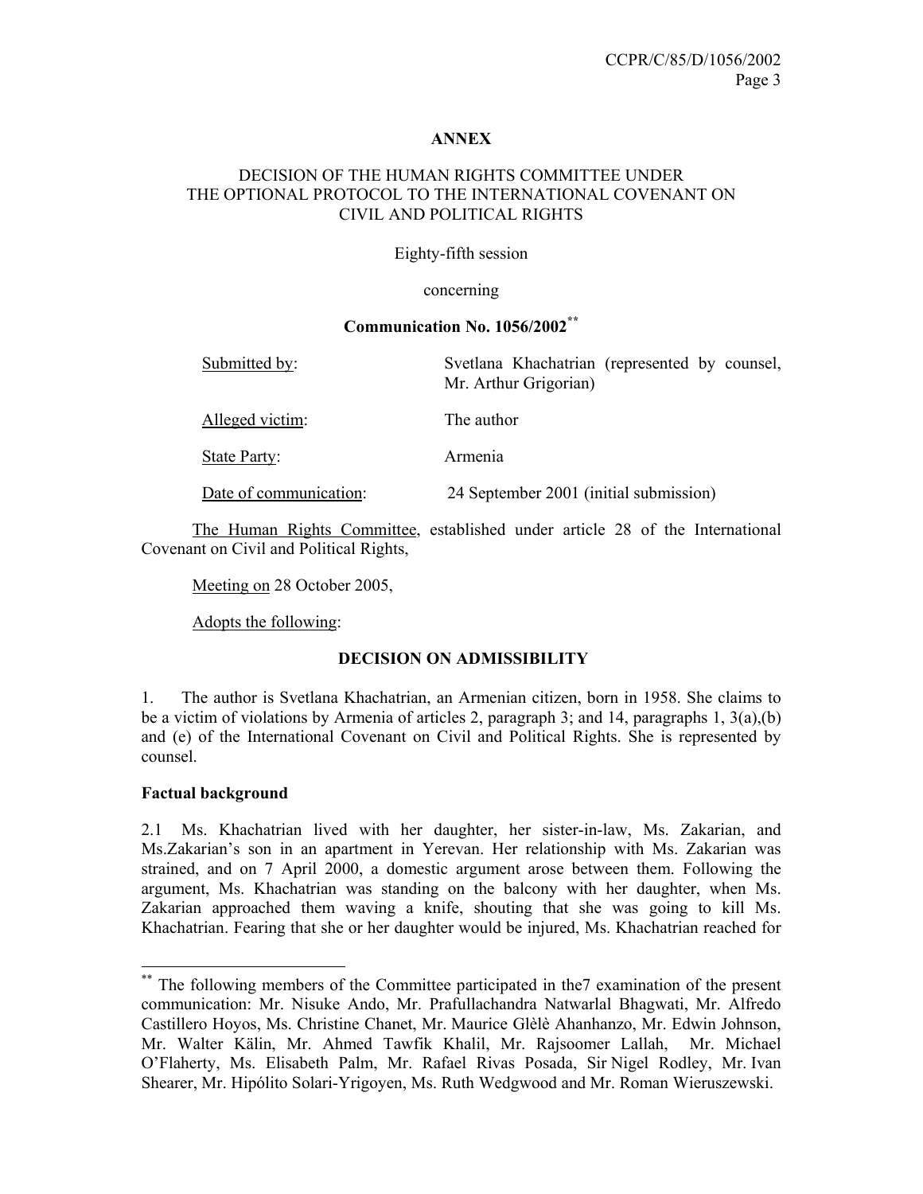**ANNEX**

DECISION OF THE HUMAN RIGHTS COMMITTEE UNDER THE OPTIONAL PROTOCOL TO THE INTERNATIONAL COVENANT ON CIVIL AND POLITICAL RIGHTS

Eighty-fifth session

concerning

**Communication No. 1056/2002**[**]

| | |
|---|---|
| Submitted by: | Svetlana Khachatrian (represented by counsel, Mr. Arthur Grigorian) |
| Alleged victim: | The author |
| State Party: | Armenia |
| Date of communication: | 24 September 2001 (initial submission) |

The Human Rights Committee, established under article 28 of the International Covenant on Civil and Political Rights,

Meeting on 28 October 2005,

Adopts the following:

**DECISION ON ADMISSIBILITY**

1. The author is Svetlana Khachatrian, an Armenian citizen, born in 1958. She claims to be a victim of violations by Armenia of articles 2, paragraph 3; and 14, paragraphs 1, 3(a),(b) and (e) of the International Covenant on Civil and Political Rights. She is represented by counsel.

**Factual background**

2.1 Ms. Khachatrian lived with her daughter, her sister-in-law, Ms. Zakarian, and Ms.Zakarian's son in an apartment in Yerevan. Her relationship with Ms. Zakarian was strained, and on 7 April 2000, a domestic argument arose between them. Following the argument, Ms. Khachatrian was standing on the balcony with her daughter, when Ms. Zakarian approached them waving a knife, shouting that she was going to kill Ms. Khachatrian. Fearing that she or her daughter would be injured, Ms. Khachatrian reached for

---

[**] The following members of the Committee participated in the7 examination of the present communication: Mr. Nisuke Ando, Mr. Prafullachandra Natwarlal Bhagwati, Mr. Alfredo Castillero Hoyos, Ms. Christine Chanet, Mr. Maurice Glèlè Ahanhanzo, Mr. Edwin Johnson, Mr. Walter Kälin, Mr. Ahmed Tawfik Khalil, Mr. Rajsoomer Lallah, Mr. Michael O'Flaherty, Ms. Elisabeth Palm, Mr. Rafael Rivas Posada, Sir Nigel Rodley, Mr. Ivan Shearer, Mr. Hipólito Solari-Yrigoyen, Ms. Ruth Wedgwood and Mr. Roman Wieruszewski.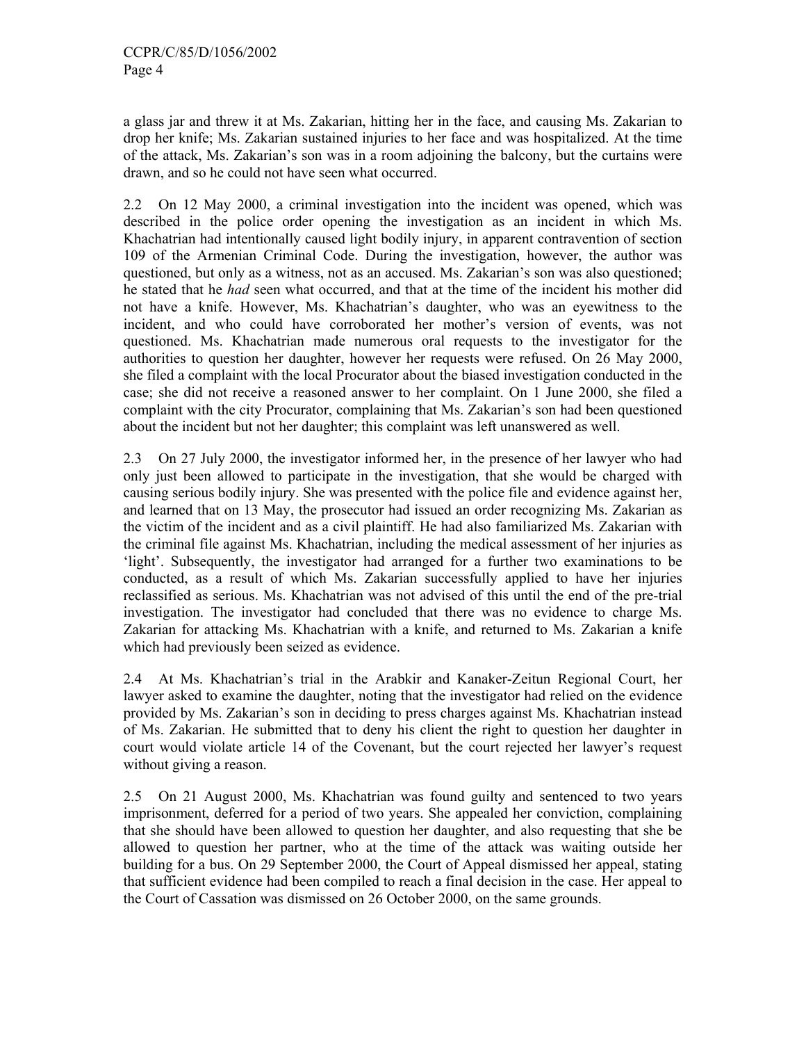a glass jar and threw it at Ms. Zakarian, hitting her in the face, and causing Ms. Zakarian to drop her knife; Ms. Zakarian sustained injuries to her face and was hospitalized. At the time of the attack, Ms. Zakarian's son was in a room adjoining the balcony, but the curtains were drawn, and so he could not have seen what occurred.

2.2 On 12 May 2000, a criminal investigation into the incident was opened, which was described in the police order opening the investigation as an incident in which Ms. Khachatrian had intentionally caused light bodily injury, in apparent contravention of section 109 of the Armenian Criminal Code. During the investigation, however, the author was questioned, but only as a witness, not as an accused. Ms. Zakarian's son was also questioned; he stated that he *had* seen what occurred, and that at the time of the incident his mother did not have a knife. However, Ms. Khachatrian's daughter, who was an eyewitness to the incident, and who could have corroborated her mother's version of events, was not questioned. Ms. Khachatrian made numerous oral requests to the investigator for the authorities to question her daughter, however her requests were refused. On 26 May 2000, she filed a complaint with the local Procurator about the biased investigation conducted in the case; she did not receive a reasoned answer to her complaint. On 1 June 2000, she filed a complaint with the city Procurator, complaining that Ms. Zakarian's son had been questioned about the incident but not her daughter; this complaint was left unanswered as well.

2.3 On 27 July 2000, the investigator informed her, in the presence of her lawyer who had only just been allowed to participate in the investigation, that she would be charged with causing serious bodily injury. She was presented with the police file and evidence against her, and learned that on 13 May, the prosecutor had issued an order recognizing Ms. Zakarian as the victim of the incident and as a civil plaintiff. He had also familiarized Ms. Zakarian with the criminal file against Ms. Khachatrian, including the medical assessment of her injuries as 'light'. Subsequently, the investigator had arranged for a further two examinations to be conducted, as a result of which Ms. Zakarian successfully applied to have her injuries reclassified as serious. Ms. Khachatrian was not advised of this until the end of the pre-trial investigation. The investigator had concluded that there was no evidence to charge Ms. Zakarian for attacking Ms. Khachatrian with a knife, and returned to Ms. Zakarian a knife which had previously been seized as evidence.

2.4 At Ms. Khachatrian's trial in the Arabkir and Kanaker-Zeitun Regional Court, her lawyer asked to examine the daughter, noting that the investigator had relied on the evidence provided by Ms. Zakarian's son in deciding to press charges against Ms. Khachatrian instead of Ms. Zakarian. He submitted that to deny his client the right to question her daughter in court would violate article 14 of the Covenant, but the court rejected her lawyer's request without giving a reason.

2.5 On 21 August 2000, Ms. Khachatrian was found guilty and sentenced to two years imprisonment, deferred for a period of two years. She appealed her conviction, complaining that she should have been allowed to question her daughter, and also requesting that she be allowed to question her partner, who at the time of the attack was waiting outside her building for a bus. On 29 September 2000, the Court of Appeal dismissed her appeal, stating that sufficient evidence had been compiled to reach a final decision in the case. Her appeal to the Court of Cassation was dismissed on 26 October 2000, on the same grounds.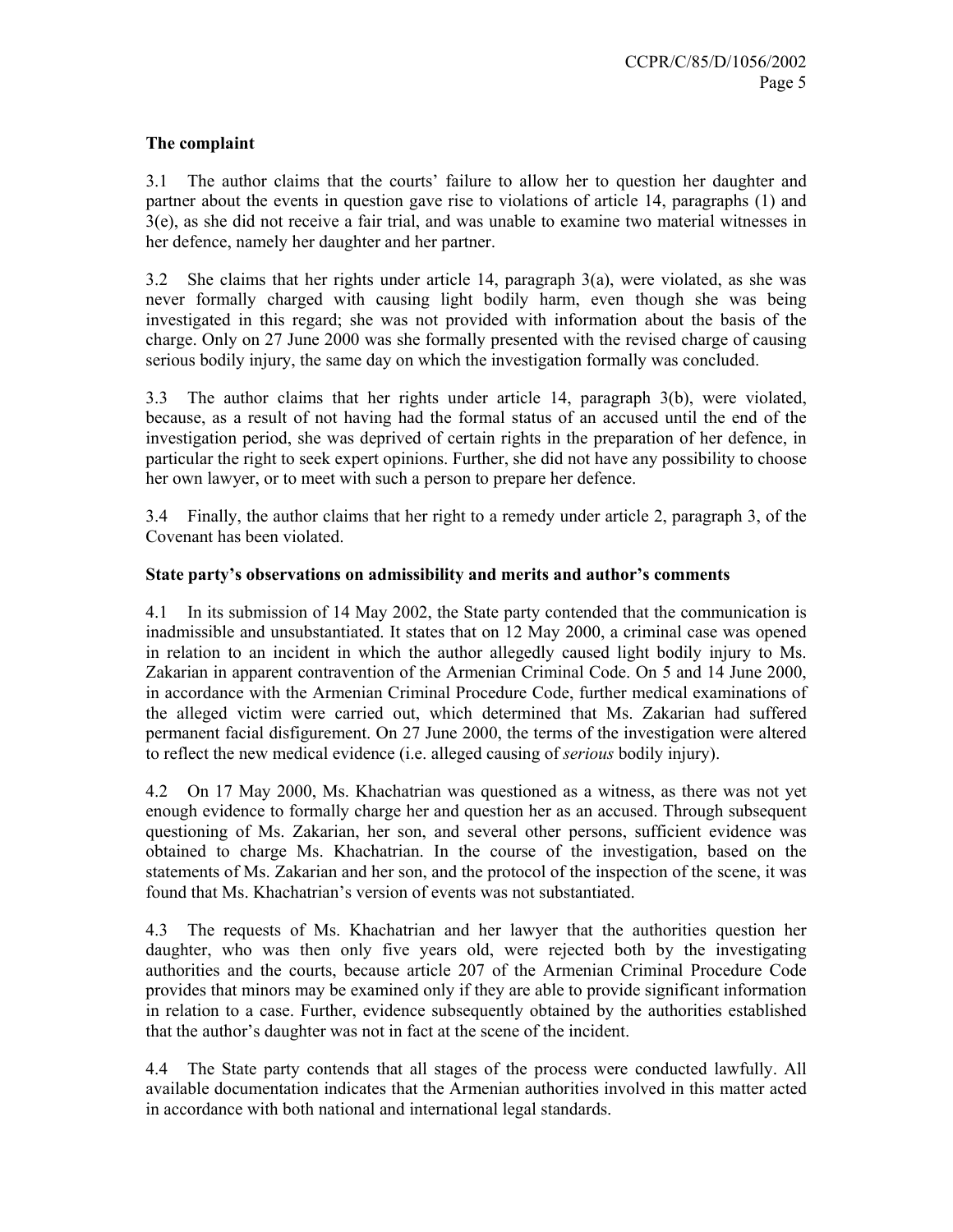**The complaint**

3.1 The author claims that the courts' failure to allow her to question her daughter and partner about the events in question gave rise to violations of article 14, paragraphs (1) and 3(e), as she did not receive a fair trial, and was unable to examine two material witnesses in her defence, namely her daughter and her partner.

3.2 She claims that her rights under article 14, paragraph 3(a), were violated, as she was never formally charged with causing light bodily harm, even though she was being investigated in this regard; she was not provided with information about the basis of the charge. Only on 27 June 2000 was she formally presented with the revised charge of causing serious bodily injury, the same day on which the investigation formally was concluded.

3.3 The author claims that her rights under article 14, paragraph 3(b), were violated, because, as a result of not having had the formal status of an accused until the end of the investigation period, she was deprived of certain rights in the preparation of her defence, in particular the right to seek expert opinions. Further, she did not have any possibility to choose her own lawyer, or to meet with such a person to prepare her defence.

3.4 Finally, the author claims that her right to a remedy under article 2, paragraph 3, of the Covenant has been violated.

**State party's observations on admissibility and merits and author's comments**

4.1 In its submission of 14 May 2002, the State party contended that the communication is inadmissible and unsubstantiated. It states that on 12 May 2000, a criminal case was opened in relation to an incident in which the author allegedly caused light bodily injury to Ms. Zakarian in apparent contravention of the Armenian Criminal Code. On 5 and 14 June 2000, in accordance with the Armenian Criminal Procedure Code, further medical examinations of the alleged victim were carried out, which determined that Ms. Zakarian had suffered permanent facial disfigurement. On 27 June 2000, the terms of the investigation were altered to reflect the new medical evidence (i.e. alleged causing of *serious* bodily injury).

4.2 On 17 May 2000, Ms. Khachatrian was questioned as a witness, as there was not yet enough evidence to formally charge her and question her as an accused. Through subsequent questioning of Ms. Zakarian, her son, and several other persons, sufficient evidence was obtained to charge Ms. Khachatrian. In the course of the investigation, based on the statements of Ms. Zakarian and her son, and the protocol of the inspection of the scene, it was found that Ms. Khachatrian's version of events was not substantiated.

4.3 The requests of Ms. Khachatrian and her lawyer that the authorities question her daughter, who was then only five years old, were rejected both by the investigating authorities and the courts, because article 207 of the Armenian Criminal Procedure Code provides that minors may be examined only if they are able to provide significant information in relation to a case. Further, evidence subsequently obtained by the authorities established that the author's daughter was not in fact at the scene of the incident.

4.4 The State party contends that all stages of the process were conducted lawfully. All available documentation indicates that the Armenian authorities involved in this matter acted in accordance with both national and international legal standards.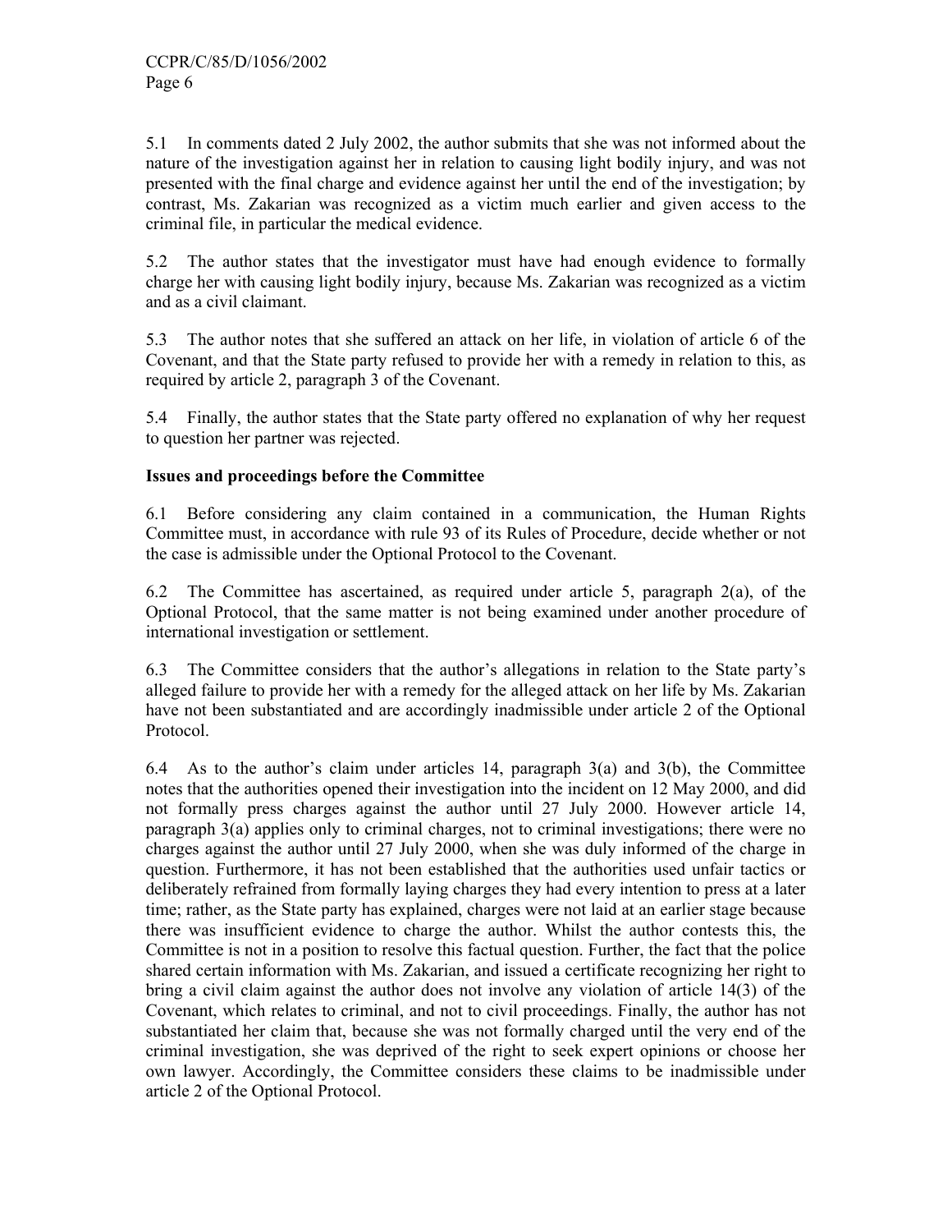5.1 In comments dated 2 July 2002, the author submits that she was not informed about the nature of the investigation against her in relation to causing light bodily injury, and was not presented with the final charge and evidence against her until the end of the investigation; by contrast, Ms. Zakarian was recognized as a victim much earlier and given access to the criminal file, in particular the medical evidence.

5.2 The author states that the investigator must have had enough evidence to formally charge her with causing light bodily injury, because Ms. Zakarian was recognized as a victim and as a civil claimant.

5.3 The author notes that she suffered an attack on her life, in violation of article 6 of the Covenant, and that the State party refused to provide her with a remedy in relation to this, as required by article 2, paragraph 3 of the Covenant.

5.4 Finally, the author states that the State party offered no explanation of why her request to question her partner was rejected.

**Issues and proceedings before the Committee**

6.1 Before considering any claim contained in a communication, the Human Rights Committee must, in accordance with rule 93 of its Rules of Procedure, decide whether or not the case is admissible under the Optional Protocol to the Covenant.

6.2 The Committee has ascertained, as required under article 5, paragraph 2(a), of the Optional Protocol, that the same matter is not being examined under another procedure of international investigation or settlement.

6.3 The Committee considers that the author's allegations in relation to the State party's alleged failure to provide her with a remedy for the alleged attack on her life by Ms. Zakarian have not been substantiated and are accordingly inadmissible under article 2 of the Optional Protocol.

6.4 As to the author's claim under articles 14, paragraph 3(a) and 3(b), the Committee notes that the authorities opened their investigation into the incident on 12 May 2000, and did not formally press charges against the author until 27 July 2000. However article 14, paragraph 3(a) applies only to criminal charges, not to criminal investigations; there were no charges against the author until 27 July 2000, when she was duly informed of the charge in question. Furthermore, it has not been established that the authorities used unfair tactics or deliberately refrained from formally laying charges they had every intention to press at a later time; rather, as the State party has explained, charges were not laid at an earlier stage because there was insufficient evidence to charge the author. Whilst the author contests this, the Committee is not in a position to resolve this factual question. Further, the fact that the police shared certain information with Ms. Zakarian, and issued a certificate recognizing her right to bring a civil claim against the author does not involve any violation of article 14(3) of the Covenant, which relates to criminal, and not to civil proceedings. Finally, the author has not substantiated her claim that, because she was not formally charged until the very end of the criminal investigation, she was deprived of the right to seek expert opinions or choose her own lawyer. Accordingly, the Committee considers these claims to be inadmissible under article 2 of the Optional Protocol.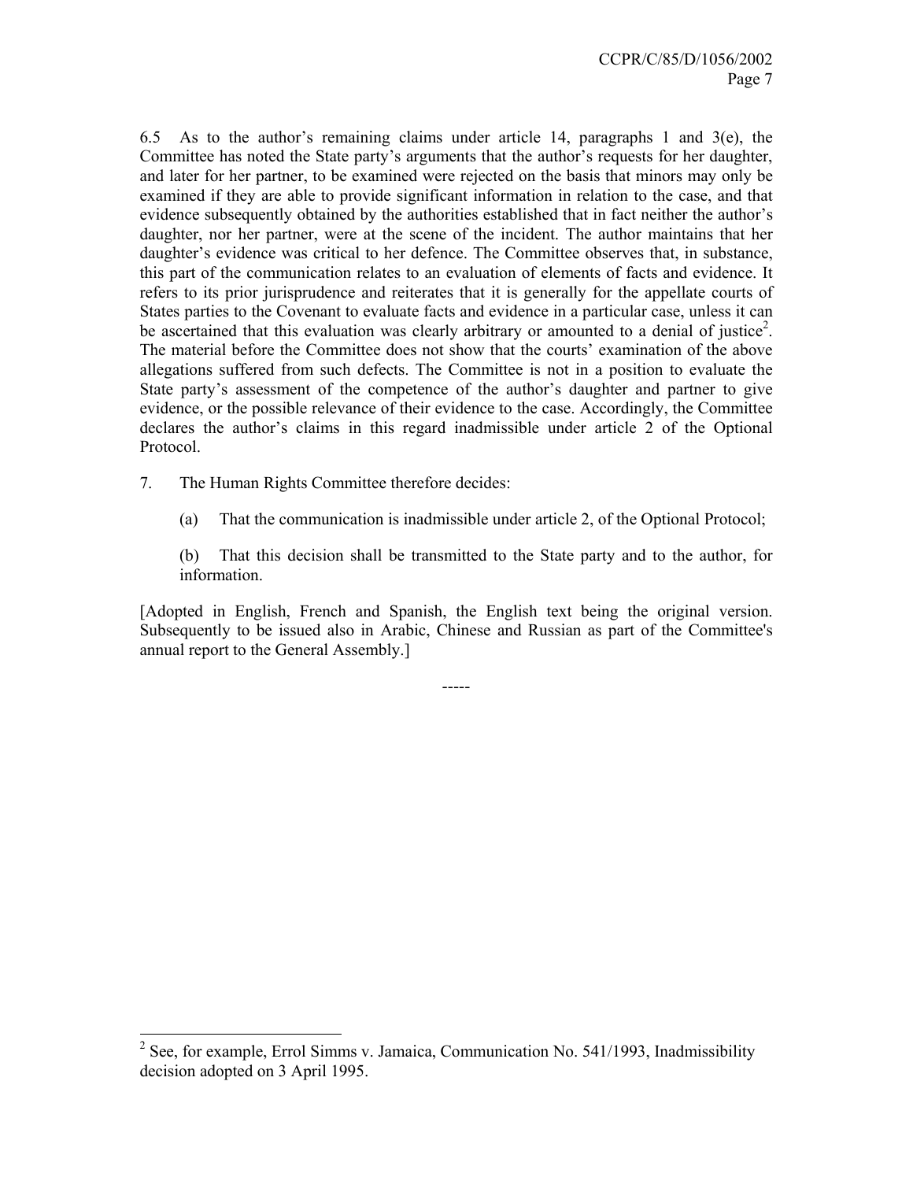6.5 As to the author's remaining claims under article 14, paragraphs 1 and 3(e), the Committee has noted the State party's arguments that the author's requests for her daughter, and later for her partner, to be examined were rejected on the basis that minors may only be examined if they are able to provide significant information in relation to the case, and that evidence subsequently obtained by the authorities established that in fact neither the author's daughter, nor her partner, were at the scene of the incident. The author maintains that her daughter's evidence was critical to her defence. The Committee observes that, in substance, this part of the communication relates to an evaluation of elements of facts and evidence. It refers to its prior jurisprudence and reiterates that it is generally for the appellate courts of States parties to the Covenant to evaluate facts and evidence in a particular case, unless it can be ascertained that this evaluation was clearly arbitrary or amounted to a denial of justice[2]. The material before the Committee does not show that the courts' examination of the above allegations suffered from such defects. The Committee is not in a position to evaluate the State party's assessment of the competence of the author's daughter and partner to give evidence, or the possible relevance of their evidence to the case. Accordingly, the Committee declares the author's claims in this regard inadmissible under article 2 of the Optional Protocol.

7. The Human Rights Committee therefore decides:

(a) That the communication is inadmissible under article 2, of the Optional Protocol;

(b) That this decision shall be transmitted to the State party and to the author, for information.

[Adopted in English, French and Spanish, the English text being the original version. Subsequently to be issued also in Arabic, Chinese and Russian as part of the Committee's annual report to the General Assembly.]

-----

[2] See, for example, Errol Simms v. Jamaica, Communication No. 541/1993, Inadmissibility decision adopted on 3 April 1995.